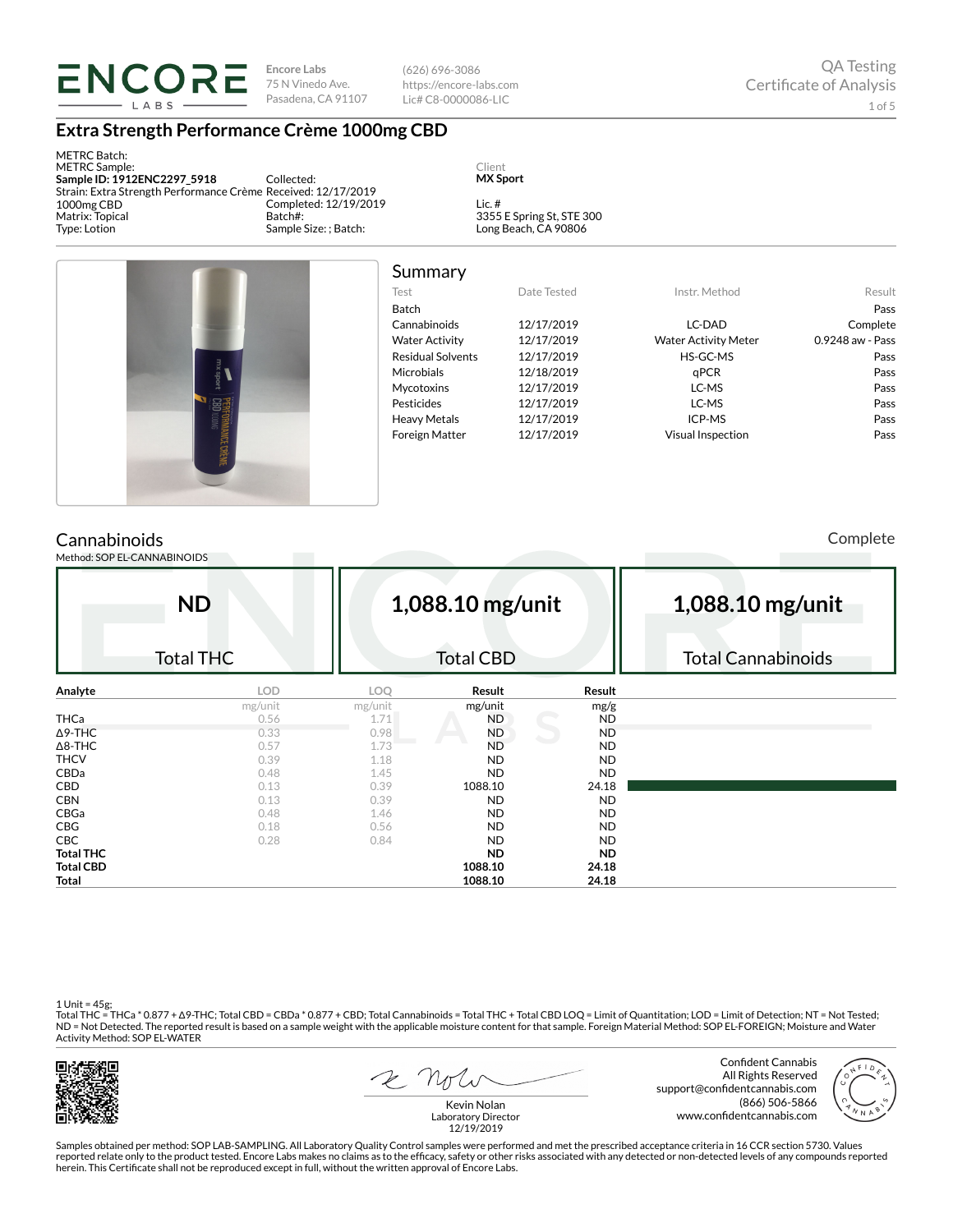**ENCORE LABS**

Encore Labs
75 N Vinedo Ave.
Pasadena, CA 91107

(626) 696-3086
https://encore-labs.com
Lic# C8-0000086-LIC

QA Testing
Certificate of Analysis

# Extra Strength Performance Crème 1000mg CBD

METRC Batch:
METRC Sample:
**Sample ID: 1912ENC2297_5918**
Strain: Extra Strength Performance Crème 1000mg CBD
Matrix: Topical
Type: Lotion

Collected:
Received: 12/17/2019
Completed: 12/19/2019
Batch#:
Sample Size: ; Batch:

Client
**MX Sport**

Lic. #
3355 E Spring St, STE 300
Long Beach, CA 90806

## Summary

| Test | Date Tested | Instr. Method | Result |
|---|---|---|---|
| Batch | | | Pass |
| Cannabinoids | 12/17/2019 | LC-DAD | Complete |
| Water Activity | 12/17/2019 | Water Activity Meter | 0.9248 aw - Pass |
| Residual Solvents | 12/17/2019 | HS-GC-MS | Pass |
| Microbials | 12/18/2019 | qPCR | Pass |
| Mycotoxins | 12/17/2019 | LC-MS | Pass |
| Pesticides | 12/17/2019 | LC-MS | Pass |
| Heavy Metals | 12/17/2019 | ICP-MS | Pass |
| Foreign Matter | 12/17/2019 | Visual Inspection | Pass |

## Cannabinoids

Complete

Method: SOP EL-CANNABINOIDS

| ND | 1,088.10 mg/unit | 1,088.10 mg/unit |
|---|---|---|
| Total THC | Total CBD | Total Cannabinoids |

| Analyte | LOD | LOQ | Result | Result |
|---|---|---|---|---|
| | mg/unit | mg/unit | mg/unit | mg/g |
| THCa | 0.56 | 1.71 | ND | ND |
| Δ9-THC | 0.33 | 0.98 | ND | ND |
| Δ8-THC | 0.57 | 1.73 | ND | ND |
| THCV | 0.39 | 1.18 | ND | ND |
| CBDa | 0.48 | 1.45 | ND | ND |
| CBD | 0.13 | 0.39 | 1088.10 | 24.18 |
| CBN | 0.13 | 0.39 | ND | ND |
| CBGa | 0.48 | 1.46 | ND | ND |
| CBG | 0.18 | 0.56 | ND | ND |
| CBC | 0.28 | 0.84 | ND | ND |
| **Total THC** | | | **ND** | **ND** |
| **Total CBD** | | | **1088.10** | **24.18** |
| **Total** | | | **1088.10** | **24.18** |

1 Unit = 45g;
Total THC = THCa * 0.877 + Δ9-THC; Total CBD = CBDa * 0.877 + CBD; Total Cannabinoids = Total THC + Total CBD LOQ = Limit of Quantitation; LOD = Limit of Detection; NT = Not Tested; ND = Not Detected. The reported result is based on a sample weight with the applicable moisture content for that sample. Foreign Material Method: SOP EL-FOREIGN; Moisture and Water Activity Method: SOP EL-WATER

Kevin Nolan
Laboratory Director
12/19/2019

Confident Cannabis
All Rights Reserved
support@confidentcannabis.com
(866) 506-5866
www.confidentcannabis.com

Samples obtained per method: SOP LAB-SAMPLING. All Laboratory Quality Control samples were performed and met the prescribed acceptance criteria in 16 CCR section 5730. Values reported relate only to the product tested. Encore Labs makes no claims as to the efficacy, safety or other risks associated with any detected or non-detected levels of any compounds reported herein. This Certificate shall not be reproduced except in full, without the written approval of Encore Labs.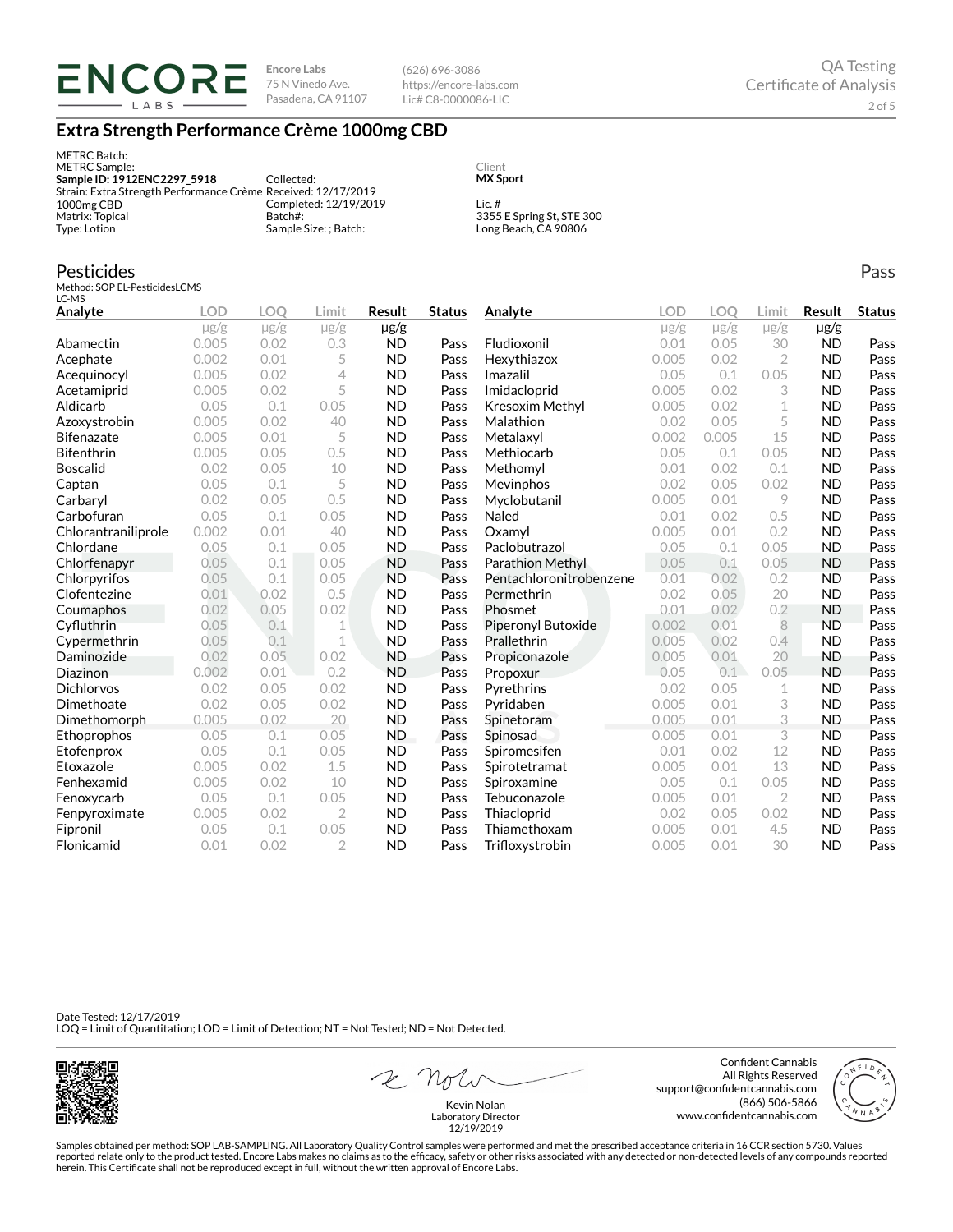**ENCORE LABS**

Encore Labs
75 N Vinedo Ave.
Pasadena, CA 91107

(626) 696-3086
https://encore-labs.com
Lic# C8-0000086-LIC

QA Testing
Certificate of Analysis

# Extra Strength Performance Crème 1000mg CBD

METRC Batch:
METRC Sample:
**Sample ID: 1912ENC2297_5918**
Strain: Extra Strength Performance Crème 1000mg CBD
Matrix: Topical
Type: Lotion

Collected:
Received: 12/17/2019
Completed: 12/19/2019
Batch#:
Sample Size: ; Batch:

Client
**MX Sport**

Lic. #
3355 E Spring St, STE 300
Long Beach, CA 90806

## Pesticides

Pass

Method: SOP EL-PesticidesLCMS
LC-MS

| Analyte | LOD | LOQ | Limit | Result | Status |
|---|---|---|---|---|---|
| | μg/g | μg/g | μg/g | μg/g | |
| Abamectin | 0.005 | 0.02 | 0.3 | ND | Pass |
| Acephate | 0.002 | 0.01 | 5 | ND | Pass |
| Acequinocyl | 0.005 | 0.02 | 4 | ND | Pass |
| Acetamiprid | 0.005 | 0.02 | 5 | ND | Pass |
| Aldicarb | 0.05 | 0.1 | 0.05 | ND | Pass |
| Azoxystrobin | 0.005 | 0.02 | 40 | ND | Pass |
| Bifenazate | 0.005 | 0.01 | 5 | ND | Pass |
| Bifenthrin | 0.005 | 0.05 | 0.5 | ND | Pass |
| Boscalid | 0.02 | 0.05 | 10 | ND | Pass |
| Captan | 0.05 | 0.1 | 5 | ND | Pass |
| Carbaryl | 0.02 | 0.05 | 0.5 | ND | Pass |
| Carbofuran | 0.05 | 0.1 | 0.05 | ND | Pass |
| Chlorantraniliprole | 0.002 | 0.01 | 40 | ND | Pass |
| Chlordane | 0.05 | 0.1 | 0.05 | ND | Pass |
| Chlorfenapyr | 0.05 | 0.1 | 0.05 | ND | Pass |
| Chlorpyrifos | 0.05 | 0.1 | 0.05 | ND | Pass |
| Clofentezine | 0.01 | 0.02 | 0.5 | ND | Pass |
| Coumaphos | 0.02 | 0.05 | 0.02 | ND | Pass |
| Cyfluthrin | 0.05 | 0.1 | 1 | ND | Pass |
| Cypermethrin | 0.05 | 0.1 | 1 | ND | Pass |
| Daminozide | 0.02 | 0.05 | 0.02 | ND | Pass |
| Diazinon | 0.002 | 0.01 | 0.2 | ND | Pass |
| Dichlorvos | 0.02 | 0.05 | 0.02 | ND | Pass |
| Dimethoate | 0.02 | 0.05 | 0.02 | ND | Pass |
| Dimethomorph | 0.005 | 0.02 | 20 | ND | Pass |
| Ethoprophos | 0.05 | 0.1 | 0.05 | ND | Pass |
| Etofenprox | 0.05 | 0.1 | 0.05 | ND | Pass |
| Etoxazole | 0.005 | 0.02 | 1.5 | ND | Pass |
| Fenhexamid | 0.005 | 0.02 | 10 | ND | Pass |
| Fenoxycarb | 0.05 | 0.1 | 0.05 | ND | Pass |
| Fenpyroximate | 0.005 | 0.02 | 2 | ND | Pass |
| Fipronil | 0.05 | 0.1 | 0.05 | ND | Pass |
| Flonicamid | 0.01 | 0.02 | 2 | ND | Pass |
| Fludioxonil | 0.01 | 0.05 | 30 | ND | Pass |
| Hexythiazox | 0.005 | 0.02 | 2 | ND | Pass |
| Imazalil | 0.05 | 0.1 | 0.05 | ND | Pass |
| Imidacloprid | 0.005 | 0.02 | 3 | ND | Pass |
| Kresoxim Methyl | 0.005 | 0.02 | 1 | ND | Pass |
| Malathion | 0.02 | 0.05 | 5 | ND | Pass |
| Metalaxyl | 0.002 | 0.005 | 15 | ND | Pass |
| Methiocarb | 0.05 | 0.1 | 0.05 | ND | Pass |
| Methomyl | 0.01 | 0.02 | 0.1 | ND | Pass |
| Mevinphos | 0.02 | 0.05 | 0.02 | ND | Pass |
| Myclobutanil | 0.005 | 0.01 | 9 | ND | Pass |
| Naled | 0.01 | 0.02 | 0.5 | ND | Pass |
| Oxamyl | 0.005 | 0.01 | 0.2 | ND | Pass |
| Paclobutrazol | 0.05 | 0.1 | 0.05 | ND | Pass |
| Parathion Methyl | 0.05 | 0.1 | 0.05 | ND | Pass |
| Pentachloronitrobenzene | 0.01 | 0.02 | 0.2 | ND | Pass |
| Permethrin | 0.02 | 0.05 | 20 | ND | Pass |
| Phosmet | 0.01 | 0.02 | 0.2 | ND | Pass |
| Piperonyl Butoxide | 0.002 | 0.01 | 8 | ND | Pass |
| Prallethrin | 0.005 | 0.02 | 0.4 | ND | Pass |
| Propiconazole | 0.005 | 0.01 | 20 | ND | Pass |
| Propoxur | 0.05 | 0.1 | 0.05 | ND | Pass |
| Pyrethrins | 0.02 | 0.05 | 1 | ND | Pass |
| Pyridaben | 0.005 | 0.01 | 3 | ND | Pass |
| Spinetoram | 0.005 | 0.01 | 3 | ND | Pass |
| Spinosad | 0.005 | 0.01 | 3 | ND | Pass |
| Spiromesifen | 0.01 | 0.02 | 12 | ND | Pass |
| Spirotetramat | 0.005 | 0.01 | 13 | ND | Pass |
| Spiroxamine | 0.05 | 0.1 | 0.05 | ND | Pass |
| Tebuconazole | 0.005 | 0.01 | 2 | ND | Pass |
| Thiacloprid | 0.02 | 0.05 | 0.02 | ND | Pass |
| Thiamethoxam | 0.005 | 0.01 | 4.5 | ND | Pass |
| Trifloxystrobin | 0.005 | 0.01 | 30 | ND | Pass |

Date Tested: 12/17/2019
LOQ = Limit of Quantitation; LOD = Limit of Detection; NT = Not Tested; ND = Not Detected.

Kevin Nolan
Laboratory Director
12/19/2019

Confident Cannabis
All Rights Reserved
support@confidentcannabis.com
(866) 506-5866
www.confidentcannabis.com

Samples obtained per method: SOP LAB-SAMPLING. All Laboratory Quality Control samples were performed and met the prescribed acceptance criteria in 16 CCR section 5730. Values reported relate only to the product tested. Encore Labs makes no claims as to the efficacy, safety or other risks associated with any detected or non-detected levels of any compounds reported herein. This Certificate shall not be reproduced except in full, without the written approval of Encore Labs.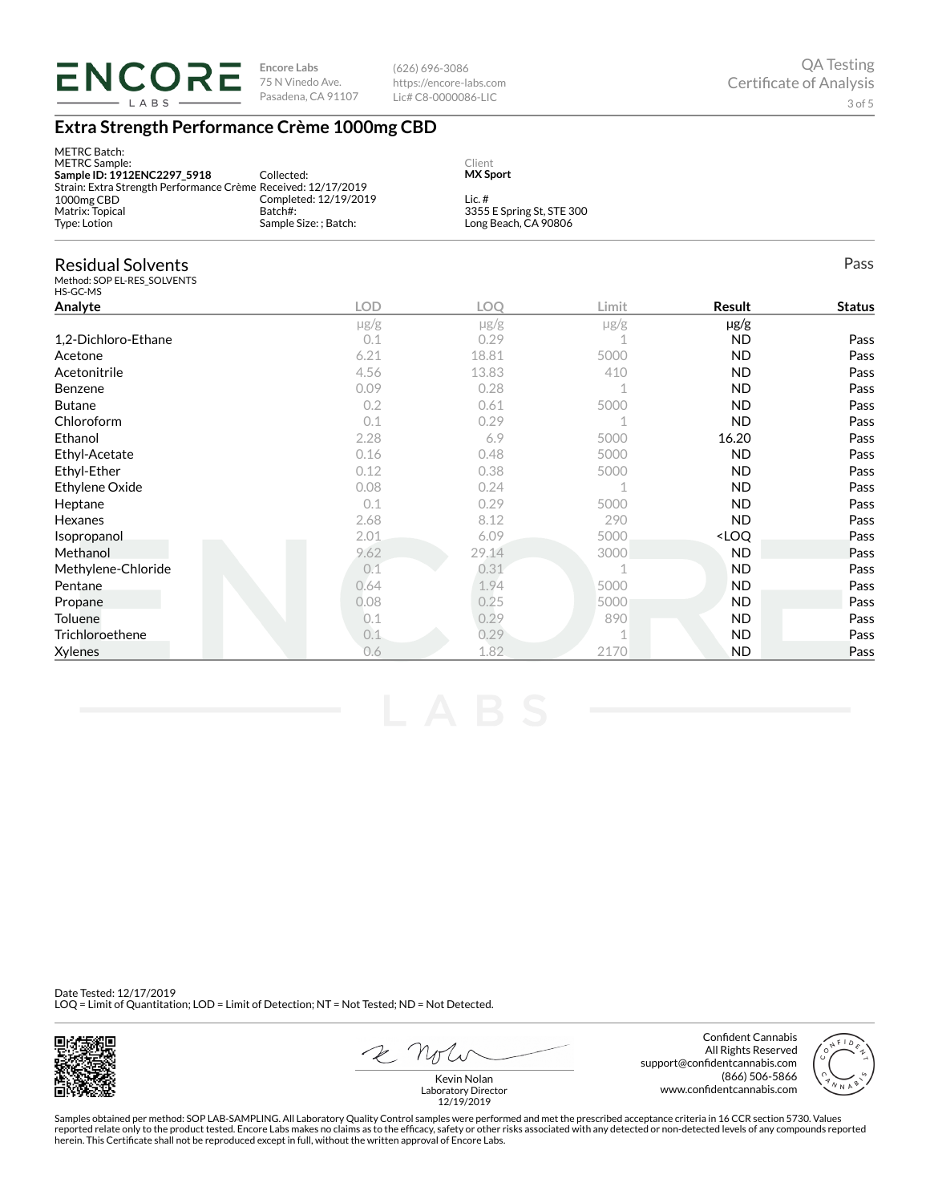**ENCORE LABS**

Encore Labs
75 N Vinedo Ave.
Pasadena, CA 91107

(626) 696-3086
https://encore-labs.com
Lic# C8-0000086-LIC

QA Testing
Certificate of Analysis

# Extra Strength Performance Crème 1000mg CBD

METRC Batch:
METRC Sample:
**Sample ID: 1912ENC2297_5918**
Strain: Extra Strength Performance Crème 1000mg CBD
Matrix: Topical
Type: Lotion

Collected:
Received: 12/17/2019
Completed: 12/19/2019
Batch#:
Sample Size: ; Batch:

Client
**MX Sport**

Lic. #
3355 E Spring St, STE 300
Long Beach, CA 90806

## Residual Solvents

Pass

Method: SOP EL-RES_SOLVENTS
HS-GC-MS

| Analyte | LOD | LOQ | Limit | Result | Status |
|---|---|---|---|---|---|
| | μg/g | μg/g | μg/g | μg/g | |
| 1,2-Dichloro-Ethane | 0.1 | 0.29 | 1 | ND | Pass |
| Acetone | 6.21 | 18.81 | 5000 | ND | Pass |
| Acetonitrile | 4.56 | 13.83 | 410 | ND | Pass |
| Benzene | 0.09 | 0.28 | 1 | ND | Pass |
| Butane | 0.2 | 0.61 | 5000 | ND | Pass |
| Chloroform | 0.1 | 0.29 | 1 | ND | Pass |
| Ethanol | 2.28 | 6.9 | 5000 | 16.20 | Pass |
| Ethyl-Acetate | 0.16 | 0.48 | 5000 | ND | Pass |
| Ethyl-Ether | 0.12 | 0.38 | 5000 | ND | Pass |
| Ethylene Oxide | 0.08 | 0.24 | 1 | ND | Pass |
| Heptane | 0.1 | 0.29 | 5000 | ND | Pass |
| Hexanes | 2.68 | 8.12 | 290 | ND | Pass |
| Isopropanol | 2.01 | 6.09 | 5000 | <LOQ | Pass |
| Methanol | 9.62 | 29.14 | 3000 | ND | Pass |
| Methylene-Chloride | 0.1 | 0.31 | 1 | ND | Pass |
| Pentane | 0.64 | 1.94 | 5000 | ND | Pass |
| Propane | 0.08 | 0.25 | 5000 | ND | Pass |
| Toluene | 0.1 | 0.29 | 890 | ND | Pass |
| Trichloroethene | 0.1 | 0.29 | 1 | ND | Pass |
| Xylenes | 0.6 | 1.82 | 2170 | ND | Pass |

Date Tested: 12/17/2019
LOQ = Limit of Quantitation; LOD = Limit of Detection; NT = Not Tested; ND = Not Detected.

Kevin Nolan
Laboratory Director
12/19/2019

Confident Cannabis
All Rights Reserved
support@confidentcannabis.com
(866) 506-5866
www.confidentcannabis.com

Samples obtained per method: SOP LAB-SAMPLING. All Laboratory Quality Control samples were performed and met the prescribed acceptance criteria in 16 CCR section 5730. Values reported relate only to the product tested. Encore Labs makes no claims as to the efficacy, safety or other risks associated with any detected or non-detected levels of any compounds reported herein. This Certificate shall not be reproduced except in full, without the written approval of Encore Labs.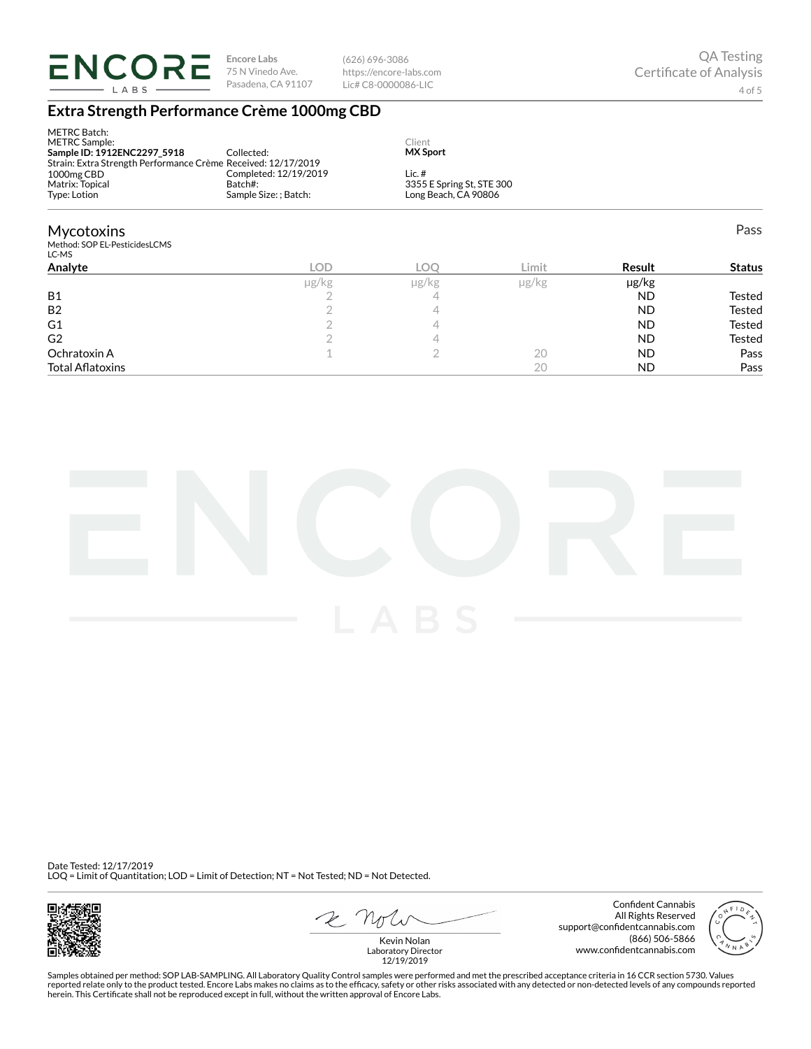**Encore Labs**
75 N Vinedo Ave.
Pasadena, CA 91107

(626) 696-3086
https://encore-labs.com
Lic# C8-0000086-LIC

QA Testing
Certificate of Analysis

## Extra Strength Performance Crème 1000mg CBD

METRC Batch:
METRC Sample:
**Sample ID: 1912ENC2297_5918**
Strain: Extra Strength Performance Crème 1000mg CBD
Matrix: Topical
Type: Lotion

Collected:
Received: 12/17/2019
Completed: 12/19/2019
Batch#:
Sample Size: ; Batch:

Client
**MX Sport**
Lic. #
3355 E Spring St, STE 300
Long Beach, CA 90806

### Mycotoxins

Pass

Method: SOP EL-PesticidesLCMS
LC-MS

| Analyte | LOD | LOQ | Limit | Result | Status |
|---|---|---|---|---|---|
| | μg/kg | μg/kg | μg/kg | μg/kg | |
| B1 | 2 | 4 | | ND | Tested |
| B2 | 2 | 4 | | ND | Tested |
| G1 | 2 | 4 | | ND | Tested |
| G2 | 2 | 4 | | ND | Tested |
| Ochratoxin A | 1 | 2 | 20 | ND | Pass |
| Total Aflatoxins | | | 20 | ND | Pass |

Date Tested: 12/17/2019
LOQ = Limit of Quantitation; LOD = Limit of Detection; NT = Not Tested; ND = Not Detected.

Kevin Nolan
Laboratory Director
12/19/2019

Confident Cannabis
All Rights Reserved
support@confidentcannabis.com
(866) 506-5866
www.confidentcannabis.com

Samples obtained per method: SOP LAB-SAMPLING. All Laboratory Quality Control samples were performed and met the prescribed acceptance criteria in 16 CCR section 5730. Values reported relate only to the product tested. Encore Labs makes no claims as to the efficacy, safety or other risks associated with any detected or non-detected levels of any compounds reported herein. This Certificate shall not be reproduced except in full, without the written approval of Encore Labs.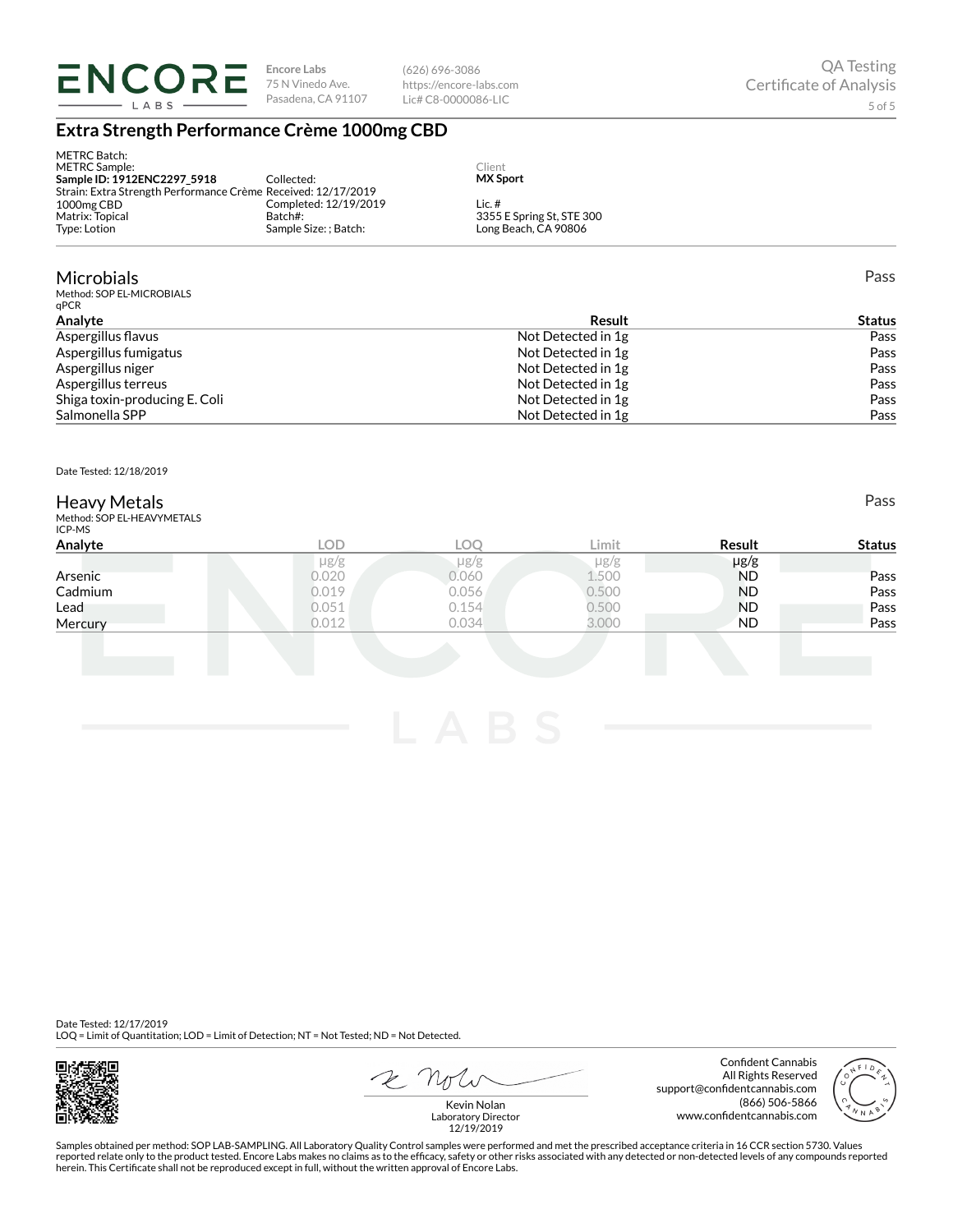**ENCORE LABS**

**Encore Labs**
75 N Vinedo Ave.
Pasadena, CA 91107

(626) 696-3086
https://encore-labs.com
Lic# C8-0000086-LIC

QA Testing
Certificate of Analysis

## Extra Strength Performance Crème 1000mg CBD

METRC Batch:
METRC Sample:
**Sample ID: 1912ENC2297_5918**
Strain: Extra Strength Performance Crème 1000mg CBD
Matrix: Topical
Type: Lotion

Collected:
Received: 12/17/2019
Completed: 12/19/2019
Batch#:
Sample Size: ; Batch:

Client
**MX Sport**

Lic. #
3355 E Spring St, STE 300
Long Beach, CA 90806

## Microbials

Pass

Method: SOP EL-MICROBIALS
qPCR

| Analyte | Result | Status |
|---|---|---|
| Aspergillus flavus | Not Detected in 1g | Pass |
| Aspergillus fumigatus | Not Detected in 1g | Pass |
| Aspergillus niger | Not Detected in 1g | Pass |
| Aspergillus terreus | Not Detected in 1g | Pass |
| Shiga toxin-producing E. Coli | Not Detected in 1g | Pass |
| Salmonella SPP | Not Detected in 1g | Pass |

Date Tested: 12/18/2019

## Heavy Metals

Pass

Method: SOP EL-HEAVYMETALS
ICP-MS

| Analyte | LOD | LOQ | Limit | Result | Status |
|---|---|---|---|---|---|
| | μg/g | μg/g | μg/g | μg/g | |
| Arsenic | 0.020 | 0.060 | 1.500 | ND | Pass |
| Cadmium | 0.019 | 0.056 | 0.500 | ND | Pass |
| Lead | 0.051 | 0.154 | 0.500 | ND | Pass |
| Mercury | 0.012 | 0.034 | 3.000 | ND | Pass |

Date Tested: 12/17/2019
LOQ = Limit of Quantitation; LOD = Limit of Detection; NT = Not Tested; ND = Not Detected.

Kevin Nolan
Laboratory Director
12/19/2019

Confident Cannabis
All Rights Reserved
support@confidentcannabis.com
(866) 506-5866
www.confidentcannabis.com

Samples obtained per method: SOP LAB-SAMPLING. All Laboratory Quality Control samples were performed and met the prescribed acceptance criteria in 16 CCR section 5730. Values reported relate only to the product tested. Encore Labs makes no claims as to the efficacy, safety or other risks associated with any detected or non-detected levels of any compounds reported herein. This Certificate shall not be reproduced except in full, without the written approval of Encore Labs.